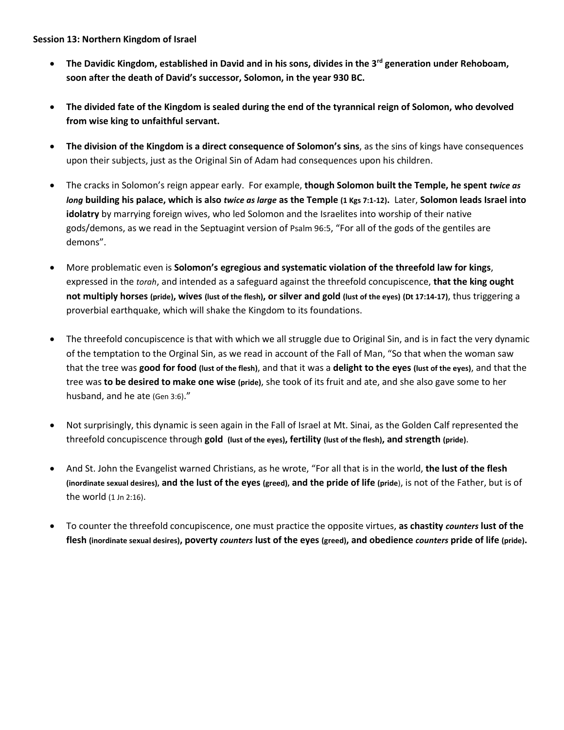**Session 13: Northern Kingdom of Israel**

- **The Davidic Kingdom, established in David and in his sons, divides in the 3rd generation under Rehoboam, soon after the death of David's successor, Solomon, in the year 930 BC.**

- **The divided fate of the Kingdom is sealed during the end of the tyrannical reign of Solomon, who devolved from wise king to unfaithful servant.**

- **The division of the Kingdom is a direct consequence of Solomon's sins**, as the sins of kings have consequences upon their subjects, just as the Original Sin of Adam had consequences upon his children.

- The cracks in Solomon's reign appear early. For example, **though Solomon built the Temple, he spent *twice as long* building his palace, which is also *twice as large* as the Temple (1 Kgs 7:1-12).** Later, **Solomon leads Israel into idolatry** by marrying foreign wives, who led Solomon and the Israelites into worship of their native gods/demons, as we read in the Septuagint version of Psalm 96:5, "For all of the gods of the gentiles are demons".

- More problematic even is **Solomon's egregious and systematic violation of the threefold law for kings**, expressed in the *torah*, and intended as a safeguard against the threefold concupiscence, **that the king ought not multiply horses (pride), wives (lust of the flesh), or silver and gold (lust of the eyes) (Dt 17:14-17)**, thus triggering a proverbial earthquake, which will shake the Kingdom to its foundations.

- The threefold concupiscence is that with which we all struggle due to Original Sin, and is in fact the very dynamic of the temptation to the Orginal Sin, as we read in account of the Fall of Man, "So that when the woman saw that the tree was **good for food (lust of the flesh)**, and that it was a **delight to the eyes (lust of the eyes)**, and that the tree was **to be desired to make one wise (pride)**, she took of its fruit and ate, and she also gave some to her husband, and he ate (Gen 3:6)."

- Not surprisingly, this dynamic is seen again in the Fall of Israel at Mt. Sinai, as the Golden Calf represented the threefold concupiscence through **gold (lust of the eyes), fertility (lust of the flesh), and strength (pride)**.

- And St. John the Evangelist warned Christians, as he wrote, "For all that is in the world, **the lust of the flesh (inordinate sexual desires), and the lust of the eyes (greed), and the pride of life (pride**), is not of the Father, but is of the world (1 Jn 2:16).

- To counter the threefold concupiscence, one must practice the opposite virtues, **as chastity *counters* lust of the flesh (inordinate sexual desires), poverty *counters* lust of the eyes (greed), and obedience *counters* pride of life (pride).**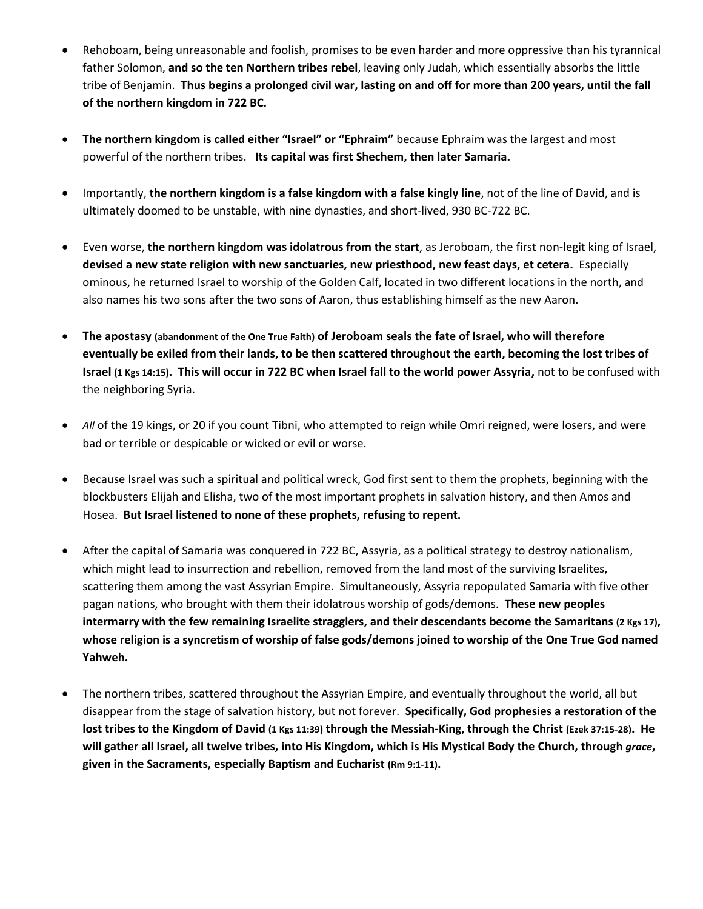- Rehoboam, being unreasonable and foolish, promises to be even harder and more oppressive than his tyrannical father Solomon, **and so the ten Northern tribes rebel**, leaving only Judah, which essentially absorbs the little tribe of Benjamin. **Thus begins a prolonged civil war, lasting on and off for more than 200 years, until the fall of the northern kingdom in 722 BC.**

- **The northern kingdom is called either "Israel" or "Ephraim"** because Ephraim was the largest and most powerful of the northern tribes. **Its capital was first Shechem, then later Samaria.**

- Importantly, **the northern kingdom is a false kingdom with a false kingly line**, not of the line of David, and is ultimately doomed to be unstable, with nine dynasties, and short-lived, 930 BC-722 BC.

- Even worse, **the northern kingdom was idolatrous from the start**, as Jeroboam, the first non-legit king of Israel, **devised a new state religion with new sanctuaries, new priesthood, new feast days, et cetera.** Especially ominous, he returned Israel to worship of the Golden Calf, located in two different locations in the north, and also names his two sons after the two sons of Aaron, thus establishing himself as the new Aaron.

- **The apostasy (abandonment of the One True Faith) of Jeroboam seals the fate of Israel, who will therefore eventually be exiled from their lands, to be then scattered throughout the earth, becoming the lost tribes of Israel (1 Kgs 14:15). This will occur in 722 BC when Israel fall to the world power Assyria,** not to be confused with the neighboring Syria.

- *All* of the 19 kings, or 20 if you count Tibni, who attempted to reign while Omri reigned, were losers, and were bad or terrible or despicable or wicked or evil or worse.

- Because Israel was such a spiritual and political wreck, God first sent to them the prophets, beginning with the blockbusters Elijah and Elisha, two of the most important prophets in salvation history, and then Amos and Hosea. **But Israel listened to none of these prophets, refusing to repent.**

- After the capital of Samaria was conquered in 722 BC, Assyria, as a political strategy to destroy nationalism, which might lead to insurrection and rebellion, removed from the land most of the surviving Israelites, scattering them among the vast Assyrian Empire. Simultaneously, Assyria repopulated Samaria with five other pagan nations, who brought with them their idolatrous worship of gods/demons. **These new peoples intermarry with the few remaining Israelite stragglers, and their descendants become the Samaritans (2 Kgs 17), whose religion is a syncretism of worship of false gods/demons joined to worship of the One True God named Yahweh.**

- The northern tribes, scattered throughout the Assyrian Empire, and eventually throughout the world, all but disappear from the stage of salvation history, but not forever. **Specifically, God prophesies a restoration of the lost tribes to the Kingdom of David (1 Kgs 11:39) through the Messiah-King, through the Christ (Ezek 37:15-28). He will gather all Israel, all twelve tribes, into His Kingdom, which is His Mystical Body the Church, through *grace*, given in the Sacraments, especially Baptism and Eucharist (Rm 9:1-11).**